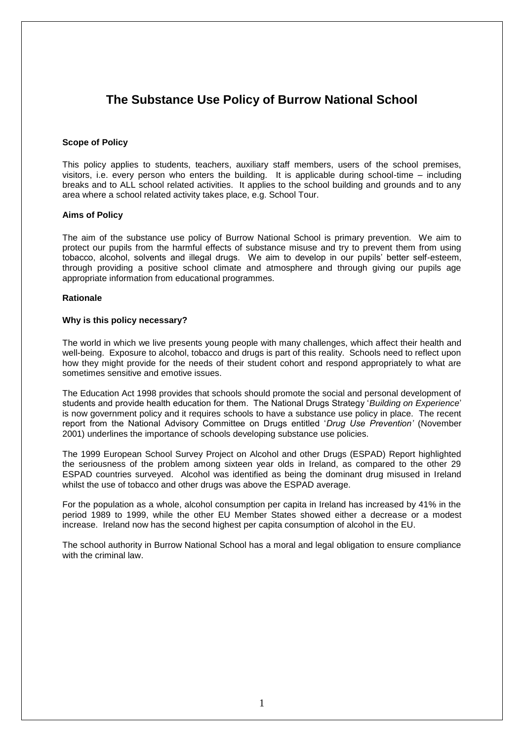# The Substance Use Policy of Burrow National School

### Scope of Policy

This policy applies to students, teachers, auxiliary staff members, users of the school premises, visitors, i.e. every person who enters the building. It is applicable during school-time – including breaks and to ALL school related activities. It applies to the school building and grounds and to any area where a school related activity takes place, e.g. School Tour.

### Aims of Policy

The aim of the substance use policy of Burrow National School is primary prevention. We aim to protect our pupils from the harmful effects of substance misuse and try to prevent them from using tobacco, alcohol, solvents and illegal drugs. We aim to develop in our pupils' better self-esteem, through providing a positive school climate and atmosphere and through giving our pupils age appropriate information from educational programmes.

### Rationale

### Why is this policy necessary?

The world in which we live presents young people with many challenges, which affect their health and well-being. Exposure to alcohol, tobacco and drugs is part of this reality. Schools need to reflect upon how they might provide for the needs of their student cohort and respond appropriately to what are sometimes sensitive and emotive issues.

The Education Act 1998 provides that schools should promote the social and personal development of students and provide health education for them. The National Drugs Strategy '*Building on Experience*' is now government policy and it requires schools to have a substance use policy in place. The recent report from the National Advisory Committee on Drugs entitled '*Drug Use Prevention'* (November 2001) underlines the importance of schools developing substance use policies.

The 1999 European School Survey Project on Alcohol and other Drugs (ESPAD) Report highlighted the seriousness of the problem among sixteen year olds in Ireland, as compared to the other 29 ESPAD countries surveyed. Alcohol was identified as being the dominant drug misused in Ireland whilst the use of tobacco and other drugs was above the ESPAD average.

For the population as a whole, alcohol consumption per capita in Ireland has increased by 41% in the period 1989 to 1999, while the other EU Member States showed either a decrease or a modest increase. Ireland now has the second highest per capita consumption of alcohol in the EU.

The school authority in Burrow National School has a moral and legal obligation to ensure compliance with the criminal law.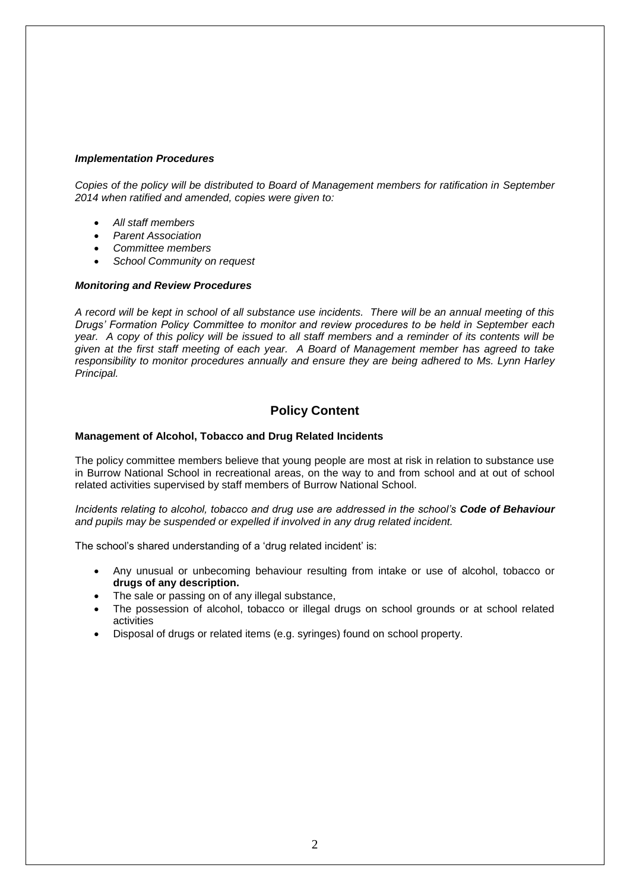***Implementation Procedures***

*Copies of the policy will be distributed to Board of Management members for ratification in September 2014 when ratified and amended, copies were given to:*

- *All staff members*
- *Parent Association*
- *Committee members*
- *School Community on request*

***Monitoring and Review Procedures***

*A record will be kept in school of all substance use incidents. There will be an annual meeting of this Drugs' Formation Policy Committee to monitor and review procedures to be held in September each year. A copy of this policy will be issued to all staff members and a reminder of its contents will be given at the first staff meeting of each year. A Board of Management member has agreed to take responsibility to monitor procedures annually and ensure they are being adhered to Ms. Lynn Harley Principal.*

## Policy Content

**Management of Alcohol, Tobacco and Drug Related Incidents**

The policy committee members believe that young people are most at risk in relation to substance use in Burrow National School in recreational areas, on the way to and from school and at out of school related activities supervised by staff members of Burrow National School.

*Incidents relating to alcohol, tobacco and drug use are addressed in the school's **Code of Behaviour** and pupils may be suspended or expelled if involved in any drug related incident.*

The school's shared understanding of a 'drug related incident' is:

- Any unusual or unbecoming behaviour resulting from intake or use of alcohol, tobacco or **drugs of any description.**
- The sale or passing on of any illegal substance,
- The possession of alcohol, tobacco or illegal drugs on school grounds or at school related activities
- Disposal of drugs or related items (e.g. syringes) found on school property.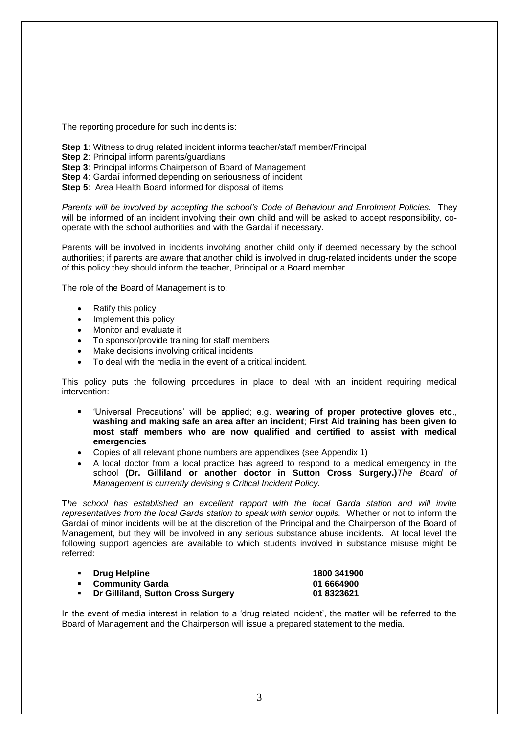The reporting procedure for such incidents is:

**Step 1**: Witness to drug related incident informs teacher/staff member/Principal
**Step 2**: Principal inform parents/guardians
**Step 3**: Principal informs Chairperson of Board of Management
**Step 4**: Gardaí informed depending on seriousness of incident
**Step 5**: Area Health Board informed for disposal of items

*Parents will be involved by accepting the school's Code of Behaviour and Enrolment Policies.* They will be informed of an incident involving their own child and will be asked to accept responsibility, co-operate with the school authorities and with the Gardaí if necessary.

Parents will be involved in incidents involving another child only if deemed necessary by the school authorities; if parents are aware that another child is involved in drug-related incidents under the scope of this policy they should inform the teacher, Principal or a Board member.

The role of the Board of Management is to:

- Ratify this policy
- Implement this policy
- Monitor and evaluate it
- To sponsor/provide training for staff members
- Make decisions involving critical incidents
- To deal with the media in the event of a critical incident.

This policy puts the following procedures in place to deal with an incident requiring medical intervention:

- 'Universal Precautions' will be applied; e.g. **wearing of proper protective gloves etc**., **washing and making safe an area after an incident**; **First Aid training has been given to most staff members who are now qualified and certified to assist with medical emergencies**
- Copies of all relevant phone numbers are appendixes (see Appendix 1)
- A local doctor from a local practice has agreed to respond to a medical emergency in the school **(Dr. Gilliland or another doctor in Sutton Cross Surgery.)***The Board of Management is currently devising a Critical Incident Policy.*

T*he school has established an excellent rapport with the local Garda station and will invite representatives from the local Garda station to speak with senior pupils.* Whether or not to inform the Gardaí of minor incidents will be at the discretion of the Principal and the Chairperson of the Board of Management, but they will be involved in any serious substance abuse incidents. At local level the following support agencies are available to which students involved in substance misuse might be referred:

- **Drug Helpline** **1800 341900**
- **Community Garda** **01 6664900**
- **Dr Gilliland, Sutton Cross Surgery** **01 8323621**

In the event of media interest in relation to a 'drug related incident', the matter will be referred to the Board of Management and the Chairperson will issue a prepared statement to the media.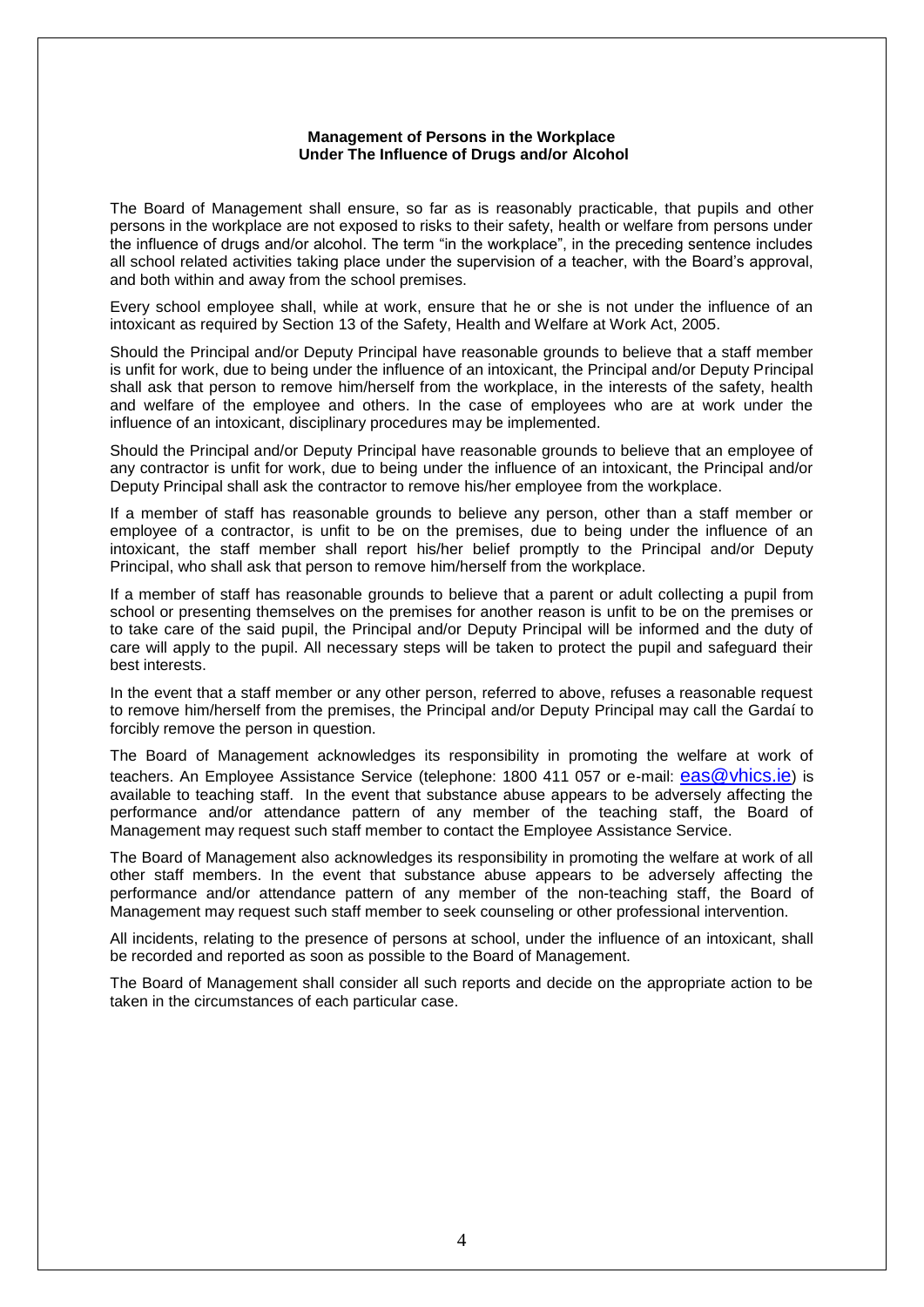**Management of Persons in the Workplace Under The Influence of Drugs and/or Alcohol**

The Board of Management shall ensure, so far as is reasonably practicable, that pupils and other persons in the workplace are not exposed to risks to their safety, health or welfare from persons under the influence of drugs and/or alcohol. The term "in the workplace", in the preceding sentence includes all school related activities taking place under the supervision of a teacher, with the Board's approval, and both within and away from the school premises.

Every school employee shall, while at work, ensure that he or she is not under the influence of an intoxicant as required by Section 13 of the Safety, Health and Welfare at Work Act, 2005.

Should the Principal and/or Deputy Principal have reasonable grounds to believe that a staff member is unfit for work, due to being under the influence of an intoxicant, the Principal and/or Deputy Principal shall ask that person to remove him/herself from the workplace, in the interests of the safety, health and welfare of the employee and others. In the case of employees who are at work under the influence of an intoxicant, disciplinary procedures may be implemented.

Should the Principal and/or Deputy Principal have reasonable grounds to believe that an employee of any contractor is unfit for work, due to being under the influence of an intoxicant, the Principal and/or Deputy Principal shall ask the contractor to remove his/her employee from the workplace.

If a member of staff has reasonable grounds to believe any person, other than a staff member or employee of a contractor, is unfit to be on the premises, due to being under the influence of an intoxicant, the staff member shall report his/her belief promptly to the Principal and/or Deputy Principal, who shall ask that person to remove him/herself from the workplace.

If a member of staff has reasonable grounds to believe that a parent or adult collecting a pupil from school or presenting themselves on the premises for another reason is unfit to be on the premises or to take care of the said pupil, the Principal and/or Deputy Principal will be informed and the duty of care will apply to the pupil. All necessary steps will be taken to protect the pupil and safeguard their best interests.

In the event that a staff member or any other person, referred to above, refuses a reasonable request to remove him/herself from the premises, the Principal and/or Deputy Principal may call the Gardaí to forcibly remove the person in question.

The Board of Management acknowledges its responsibility in promoting the welfare at work of teachers. An Employee Assistance Service (telephone: 1800 411 057 or e-mail: eas@vhics.ie) is available to teaching staff. In the event that substance abuse appears to be adversely affecting the performance and/or attendance pattern of any member of the teaching staff, the Board of Management may request such staff member to contact the Employee Assistance Service.

The Board of Management also acknowledges its responsibility in promoting the welfare at work of all other staff members. In the event that substance abuse appears to be adversely affecting the performance and/or attendance pattern of any member of the non-teaching staff, the Board of Management may request such staff member to seek counseling or other professional intervention.

All incidents, relating to the presence of persons at school, under the influence of an intoxicant, shall be recorded and reported as soon as possible to the Board of Management.

The Board of Management shall consider all such reports and decide on the appropriate action to be taken in the circumstances of each particular case.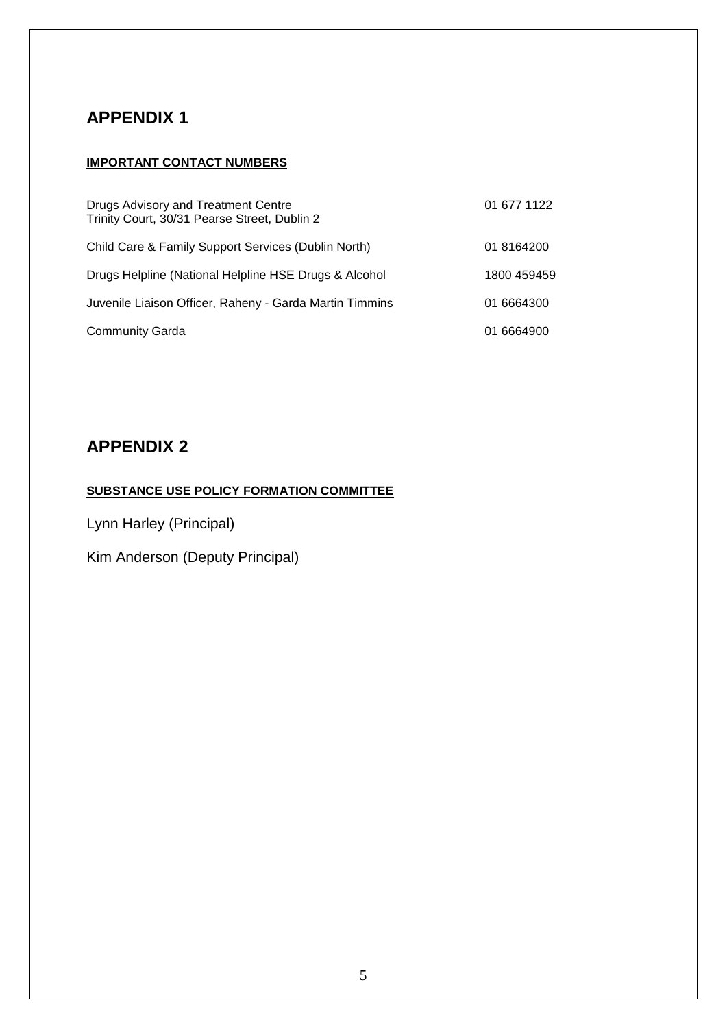# APPENDIX 1

**IMPORTANT CONTACT NUMBERS**

| | |
|---|---|
| Drugs Advisory and Treatment Centre<br>Trinity Court, 30/31 Pearse Street, Dublin 2 | 01 677 1122 |
| Child Care & Family Support Services (Dublin North) | 01 8164200 |
| Drugs Helpline (National Helpline HSE Drugs & Alcohol | 1800 459459 |
| Juvenile Liaison Officer, Raheny - Garda Martin Timmins | 01 6664300 |
| Community Garda | 01 6664900 |

# APPENDIX 2

**SUBSTANCE USE POLICY FORMATION COMMITTEE**

Lynn Harley (Principal)

Kim Anderson (Deputy Principal)